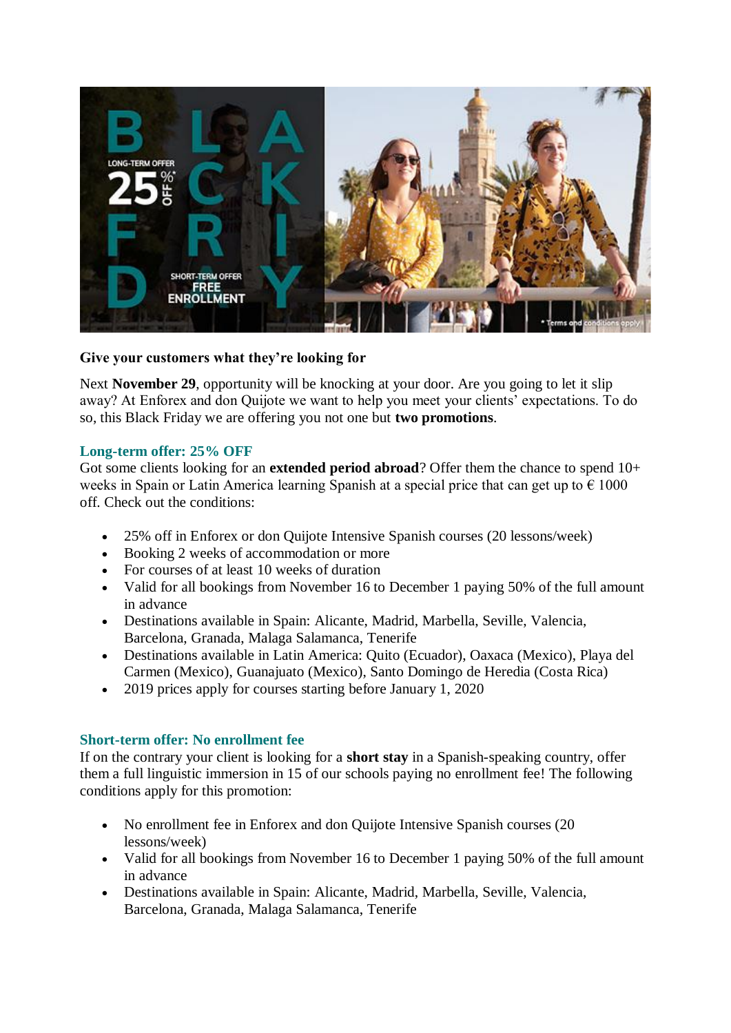**Give your customers what they're looking for**

Next **November 29**, opportunity will be knocking at your door. Are you going to let it slip away? At Enforex and don Quijote we want to help you meet your clients' expectations. To do so, this Black Friday we are offering you not one but **two promotions**.

## Long-term offer: 25% OFF

Got some clients looking for an **extended period abroad**? Offer them the chance to spend 10+ weeks in Spain or Latin America learning Spanish at a special price that can get up to € 1000 off. Check out the conditions:

- 25% off in Enforex or don Quijote Intensive Spanish courses (20 lessons/week)
- Booking 2 weeks of accommodation or more
- For courses of at least 10 weeks of duration
- Valid for all bookings from November 16 to December 1 paying 50% of the full amount in advance
- Destinations available in Spain: Alicante, Madrid, Marbella, Seville, Valencia, Barcelona, Granada, Malaga Salamanca, Tenerife
- Destinations available in Latin America: Quito (Ecuador), Oaxaca (Mexico), Playa del Carmen (Mexico), Guanajuato (Mexico), Santo Domingo de Heredia (Costa Rica)
- 2019 prices apply for courses starting before January 1, 2020

## Short-term offer: No enrollment fee

If on the contrary your client is looking for a **short stay** in a Spanish-speaking country, offer them a full linguistic immersion in 15 of our schools paying no enrollment fee! The following conditions apply for this promotion:

- No enrollment fee in Enforex and don Quijote Intensive Spanish courses (20 lessons/week)
- Valid for all bookings from November 16 to December 1 paying 50% of the full amount in advance
- Destinations available in Spain: Alicante, Madrid, Marbella, Seville, Valencia, Barcelona, Granada, Malaga Salamanca, Tenerife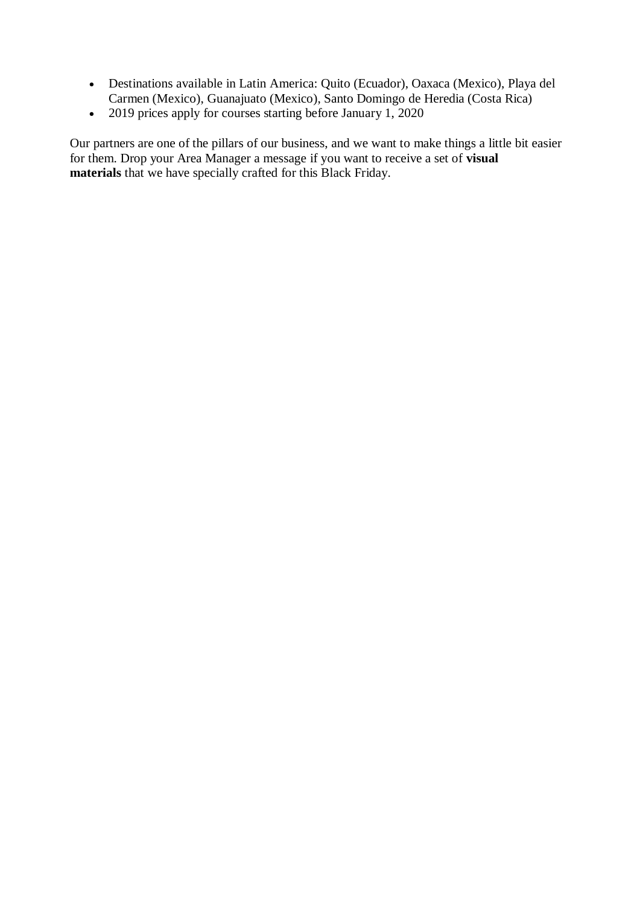- Destinations available in Latin America: Quito (Ecuador), Oaxaca (Mexico), Playa del Carmen (Mexico), Guanajuato (Mexico), Santo Domingo de Heredia (Costa Rica)
- 2019 prices apply for courses starting before January 1, 2020

Our partners are one of the pillars of our business, and we want to make things a little bit easier for them. Drop your Area Manager a message if you want to receive a set of **visual materials** that we have specially crafted for this Black Friday.